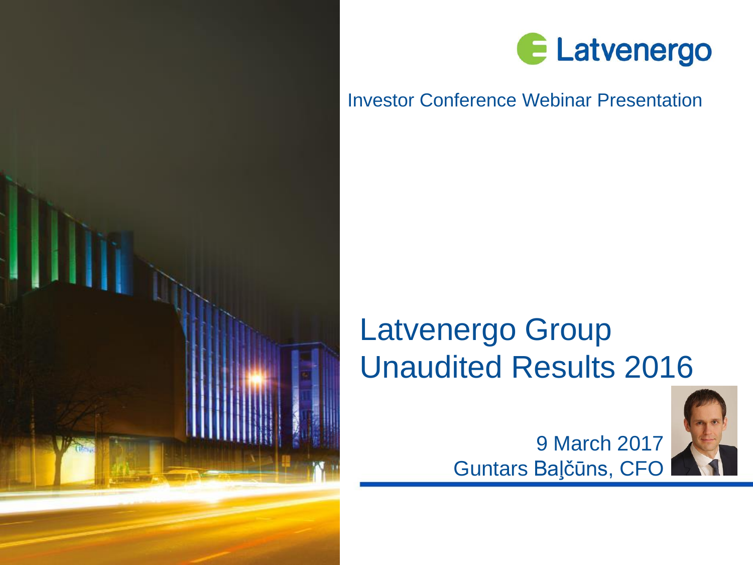Latvenergo

Investor Conference Webinar Presentation

# Latvenergo Group Unaudited Results 2016

9 March 2017

Guntars Baļčūns, CFO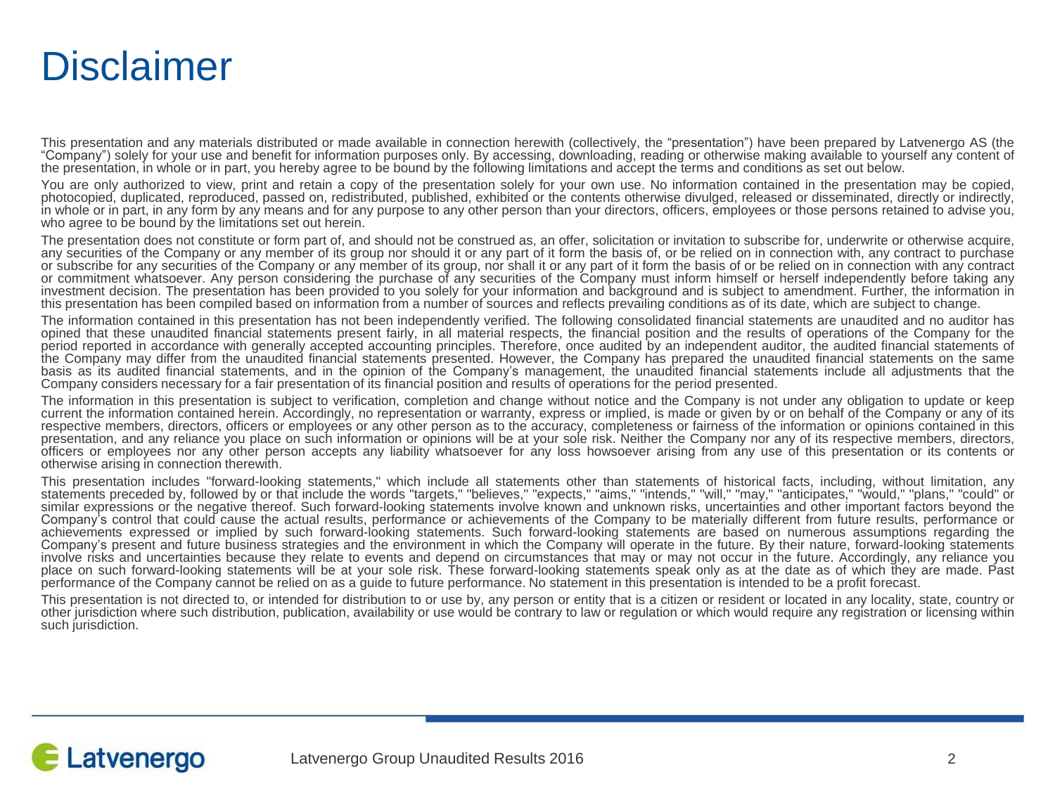# Disclaimer

This presentation and any materials distributed or made available in connection herewith (collectively, the "presentation") have been prepared by Latvenergo AS (the "Company") solely for your use and benefit for information purposes only. By accessing, downloading, reading or otherwise making available to yourself any content of the presentation, in whole or in part, you hereby agree to be bound by the following limitations and accept the terms and conditions as set out below.

You are only authorized to view, print and retain a copy of the presentation solely for your own use. No information contained in the presentation may be copied, photocopied, duplicated, reproduced, passed on, redistributed, published, exhibited or the contents otherwise divulged, released or disseminated, directly or indirectly, in whole or in part, in any form by any means and for any purpose to any other person than your directors, officers, employees or those persons retained to advise you, who agree to be bound by the limitations set out herein.

The presentation does not constitute or form part of, and should not be construed as, an offer, solicitation or invitation to subscribe for, underwrite or otherwise acquire, any securities of the Company or any member of its group nor should it or any part of it form the basis of, or be relied on in connection with, any contract to purchase or subscribe for any securities of the Company or any member of its group, nor shall it or any part of it form the basis of or be relied on in connection with any contract or commitment whatsoever. Any person considering the purchase of any securities of the Company must inform himself or herself independently before taking any investment decision. The presentation has been provided to you solely for your information and background and is subject to amendment. Further, the information in this presentation has been compiled based on information from a number of sources and reflects prevailing conditions as of its date, which are subject to change.

The information contained in this presentation has not been independently verified. The following consolidated financial statements are unaudited and no auditor has opined that these unaudited financial statements present fairly, in all material respects, the financial position and the results of operations of the Company for the period reported in accordance with generally accepted accounting principles. Therefore, once audited by an independent auditor, the audited financial statements of the Company may differ from the unaudited financial statements presented. However, the Company has prepared the unaudited financial statements on the same basis as its audited financial statements, and in the opinion of the Company's management, the unaudited financial statements include all adjustments that the Company considers necessary for a fair presentation of its financial position and results of operations for the period presented.

The information in this presentation is subject to verification, completion and change without notice and the Company is not under any obligation to update or keep current the information contained herein. Accordingly, no representation or warranty, express or implied, is made or given by or on behalf of the Company or any of its respective members, directors, officers or employees or any other person as to the accuracy, completeness or fairness of the information or opinions contained in this presentation, and any reliance you place on such information or opinions will be at your sole risk. Neither the Company nor any of its respective members, directors, officers or employees nor any other person accepts any liability whatsoever for any loss howsoever arising from any use of this presentation or its contents or otherwise arising in connection therewith.

This presentation includes "forward-looking statements," which include all statements other than statements of historical facts, including, without limitation, any statements preceded by, followed by or that include the words "targets," "believes," "expects," "aims," "intends," "will," "may," "anticipates," "would," "plans," "could" or similar expressions or the negative thereof. Such forward-looking statements involve known and unknown risks, uncertainties and other important factors beyond the Company's control that could cause the actual results, performance or achievements of the Company to be materially different from future results, performance or achievements expressed or implied by such forward-looking statements. Such forward-looking statements are based on numerous assumptions regarding the Company's present and future business strategies and the environment in which the Company will operate in the future. By their nature, forward-looking statements involve risks and uncertainties because they relate to events and depend on circumstances that may or may not occur in the future. Accordingly, any reliance you place on such forward-looking statements will be at your sole risk. These forward-looking statements speak only as at the date as of which they are made. Past performance of the Company cannot be relied on as a guide to future performance. No statement in this presentation is intended to be a profit forecast.

This presentation is not directed to, or intended for distribution to or use by, any person or entity that is a citizen or resident or located in any locality, state, country or other jurisdiction where such distribution, publication, availability or use would be contrary to law or regulation or which would require any registration or licensing within such jurisdiction.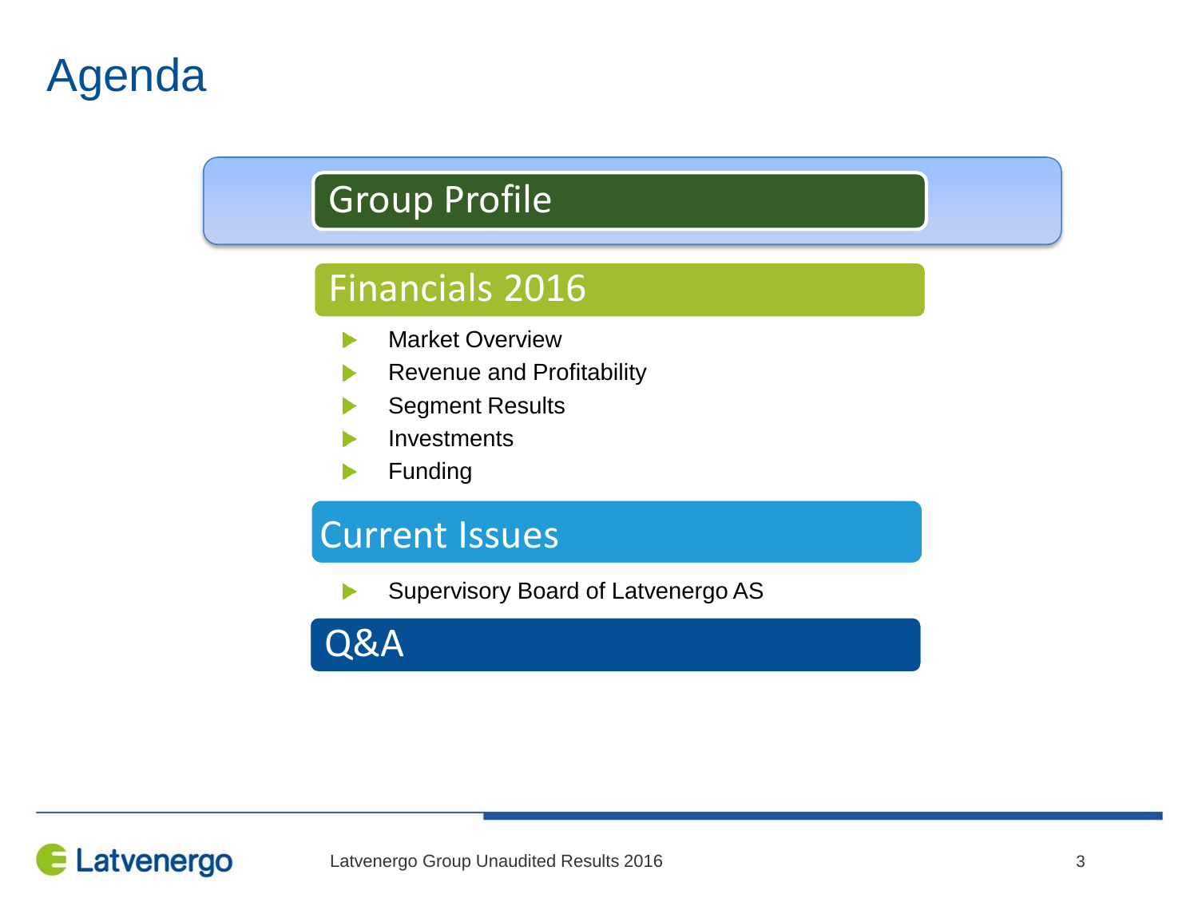# Agenda

## Group Profile

## Financials 2016

- Market Overview
- Revenue and Profitability
- Segment Results
- Investments
- Funding

## Current Issues

- Supervisory Board of Latvenergo AS

## Q&A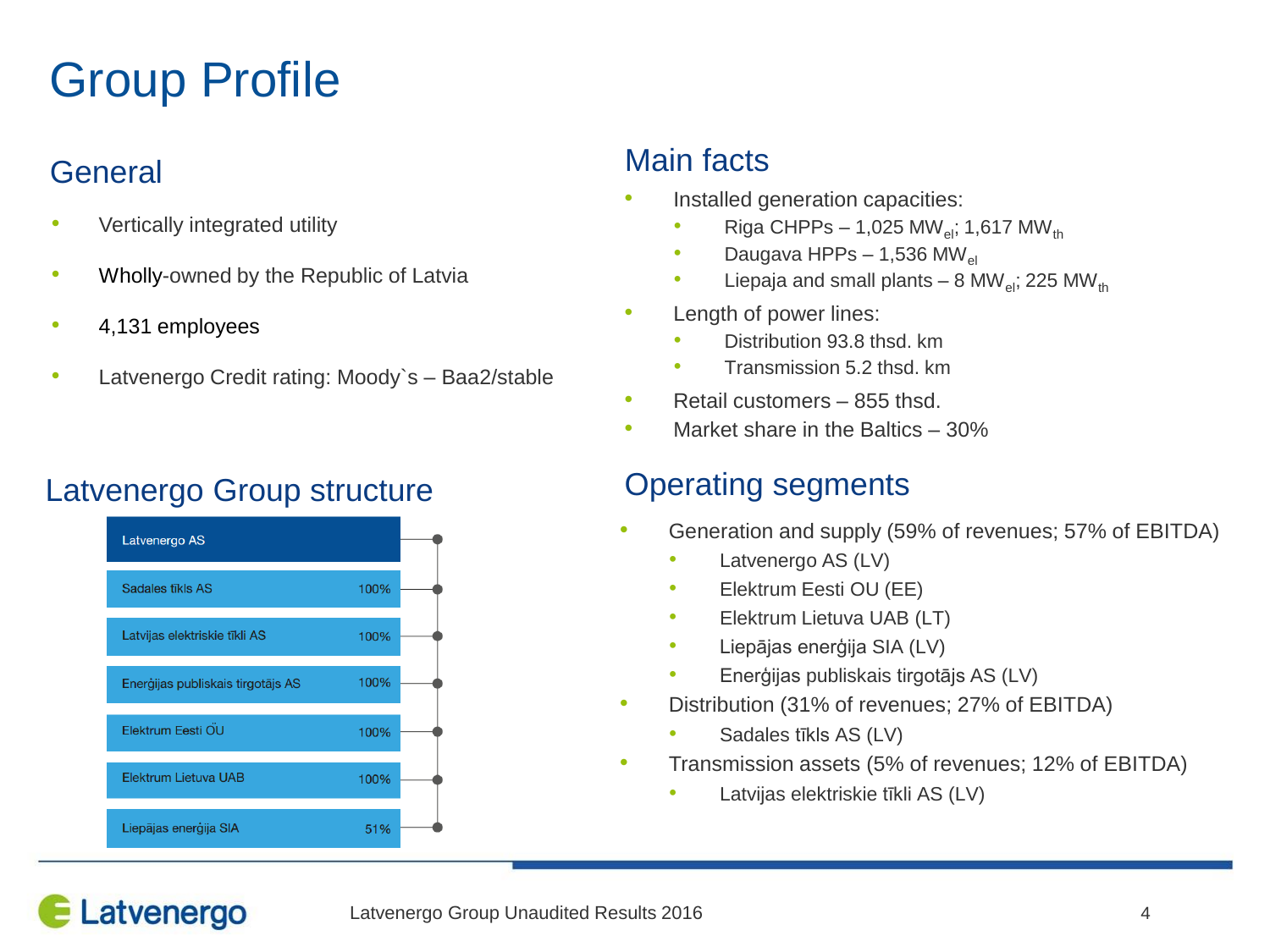# Group Profile

## General

- Vertically integrated utility
- Wholly-owned by the Republic of Latvia
- 4,131 employees
- Latvenergo Credit rating: Moody`s – Baa2/stable

## Latvenergo Group structure

| Company | Share |
|---|---|
| Latvenergo AS | |
| Sadales tīkls AS | 100% |
| Latvijas elektriskie tīkli AS | 100% |
| Enerģijas publiskais tirgotājs AS | 100% |
| Elektrum Eesti OÜ | 100% |
| Elektrum Lietuva UAB | 100% |
| Liepājas enerģija SIA | 51% |

## Main facts

- Installed generation capacities:
  - Riga CHPPs – 1,025 $MW_{el}$; 1,617 $MW_{th}$
  - Daugava HPPs – 1,536 $MW_{el}$
  - Liepaja and small plants – 8 $MW_{el}$; 225 $MW_{th}$
- Length of power lines:
  - Distribution 93.8 thsd. km
  - Transmission 5.2 thsd. km
- Retail customers – 855 thsd.
- Market share in the Baltics – 30%

## Operating segments

- Generation and supply (59% of revenues; 57% of EBITDA)
  - Latvenergo AS (LV)
  - Elektrum Eesti OU (EE)
  - Elektrum Lietuva UAB (LT)
  - Liepājas enerģija SIA (LV)
  - Enerģijas publiskais tirgotājs AS (LV)
- Distribution (31% of revenues; 27% of EBITDA)
  - Sadales tīkls AS (LV)
- Transmission assets (5% of revenues; 12% of EBITDA)
  - Latvijas elektriskie tīkli AS (LV)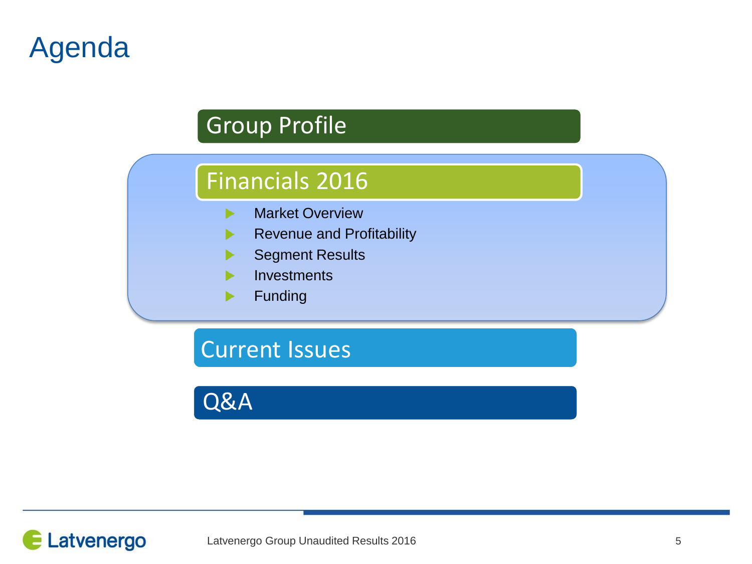# Agenda

## Group Profile

## Financials 2016

- Market Overview
- Revenue and Profitability
- Segment Results
- Investments
- Funding

## Current Issues

## Q&A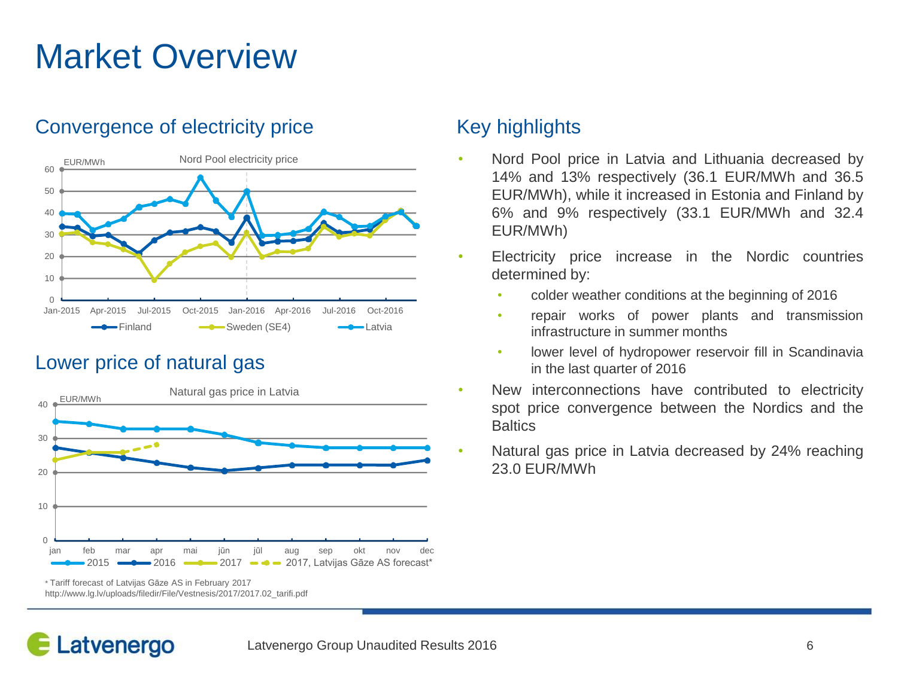# Market Overview

## Convergence of electricity price

Nord Pool electricity price

EUR/MWh

Finland · Sweden (SE4) · Latvia

## Lower price of natural gas

Natural gas price in Latvia

EUR/MWh

2015 · 2016 · 2017 · 2017, Latvijas Gāze AS forecast*

* Tariff forecast of Latvijas Gāze AS in February 2017
http://www.lg.lv/uploads/filedir/File/Vestnesis/2017/2017.02_tarifi.pdf

## Key highlights

- Nord Pool price in Latvia and Lithuania decreased by 14% and 13% respectively (36.1 EUR/MWh and 36.5 EUR/MWh), while it increased in Estonia and Finland by 6% and 9% respectively (33.1 EUR/MWh and 32.4 EUR/MWh)
- Electricity price increase in the Nordic countries determined by:
  - colder weather conditions at the beginning of 2016
  - repair works of power plants and transmission infrastructure in summer months
  - lower level of hydropower reservoir fill in Scandinavia in the last quarter of 2016
- New interconnections have contributed to electricity spot price convergence between the Nordics and the Baltics
- Natural gas price in Latvia decreased by 24% reaching 23.0 EUR/MWh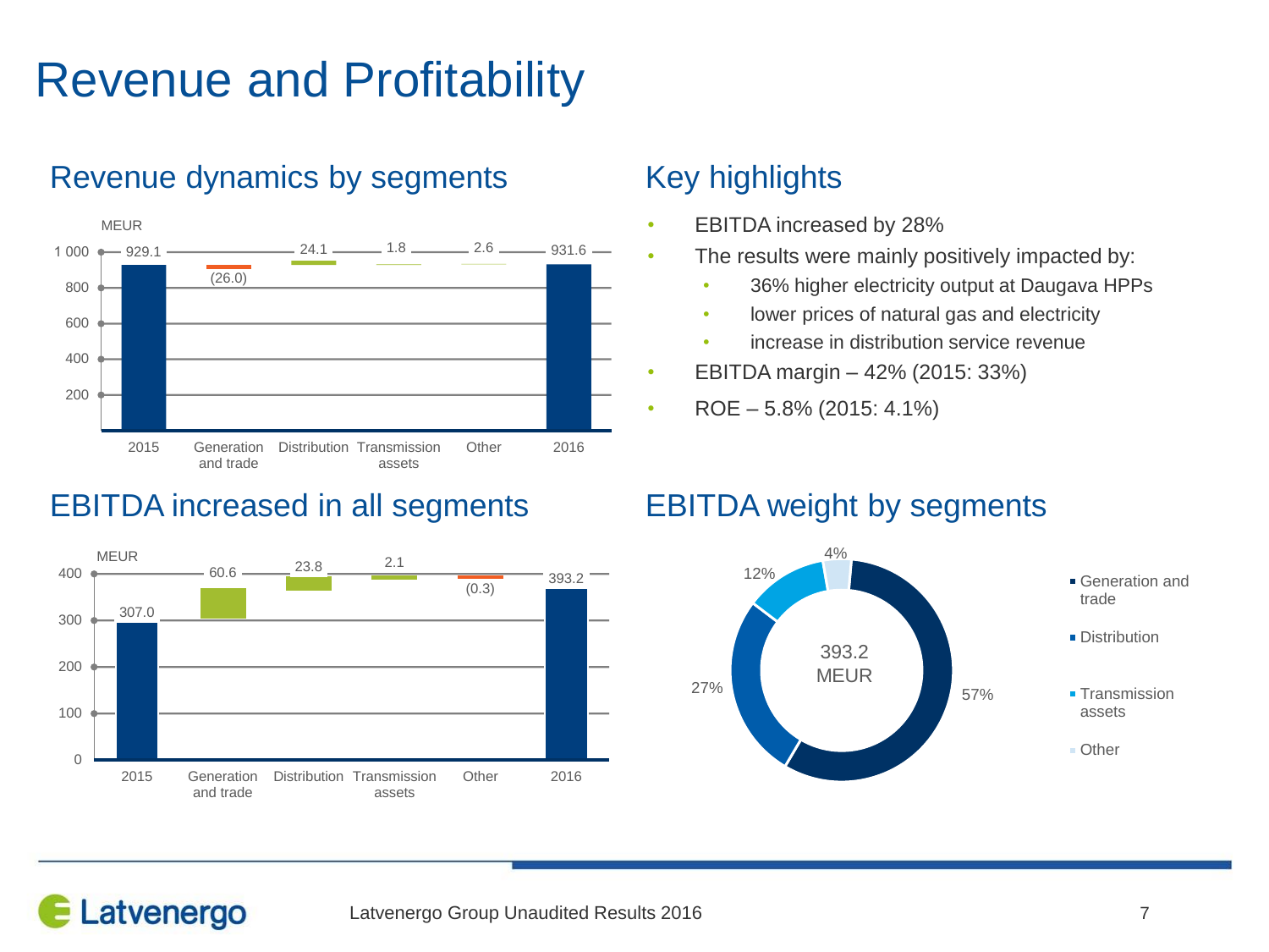# Revenue and Profitability

## Revenue dynamics by segments

MEUR

| | 2015 | Generation and trade | Distribution | Transmission assets | Other | 2016 |
|---|---|---|---|---|---|---|
| MEUR | 929.1 | (26.0) | 24.1 | 1.8 | 2.6 | 931.6 |

## Key highlights

- EBITDA increased by 28%
- The results were mainly positively impacted by:
  - 36% higher electricity output at Daugava HPPs
  - lower prices of natural gas and electricity
  - increase in distribution service revenue
- EBITDA margin – 42% (2015: 33%)
- ROE – 5.8% (2015: 4.1%)

## EBITDA increased in all segments

MEUR

| | 2015 | Generation and trade | Distribution | Transmission assets | Other | 2016 |
|---|---|---|---|---|---|---|
| MEUR | 307.0 | 60.6 | 23.8 | 2.1 | (0.3) | 393.2 |

## EBITDA weight by segments

393.2 MEUR

| Segment | Weight |
|---|---|
| Generation and trade | 57% |
| Distribution | 27% |
| Transmission assets | 12% |
| Other | 4% |

Latvenergo Group Unaudited Results 2016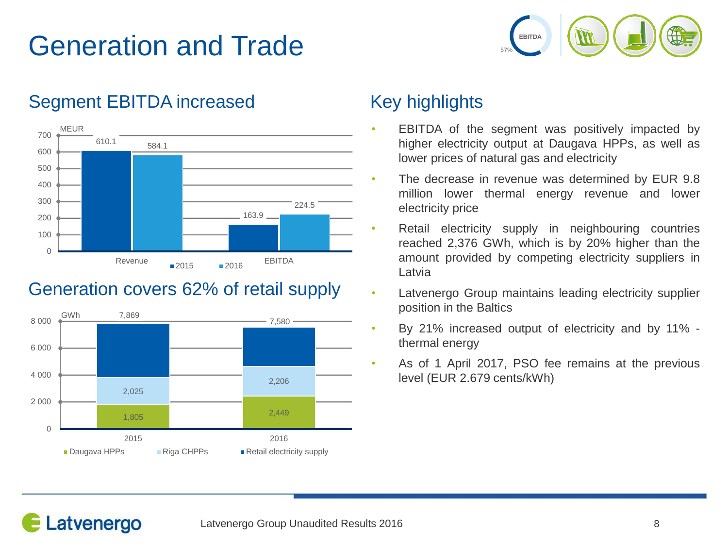# Generation and Trade

EBITDA 57%

## Segment EBITDA increased

MEUR

| | 2015 | 2016 |
|---|---|---|
| Revenue | 610.1 | 584.1 |
| EBITDA | 163.9 | 224.5 |

## Generation covers 62% of retail supply

GWh

| | 2015 | 2016 |
|---|---|---|
| Daugava HPPs | 1,805 | 2,449 |
| Riga CHPPs | 2,025 | 2,206 |
| Retail electricity supply | 7,869 | 7,580 |

## Key highlights

- EBITDA of the segment was positively impacted by higher electricity output at Daugava HPPs, as well as lower prices of natural gas and electricity
- The decrease in revenue was determined by EUR 9.8 million lower thermal energy revenue and lower electricity price
- Retail electricity supply in neighbouring countries reached 2,376 GWh, which is by 20% higher than the amount provided by competing electricity suppliers in Latvia
- Latvenergo Group maintains leading electricity supplier position in the Baltics
- By 21% increased output of electricity and by 11% - thermal energy
- As of 1 April 2017, PSO fee remains at the previous level (EUR 2.679 cents/kWh)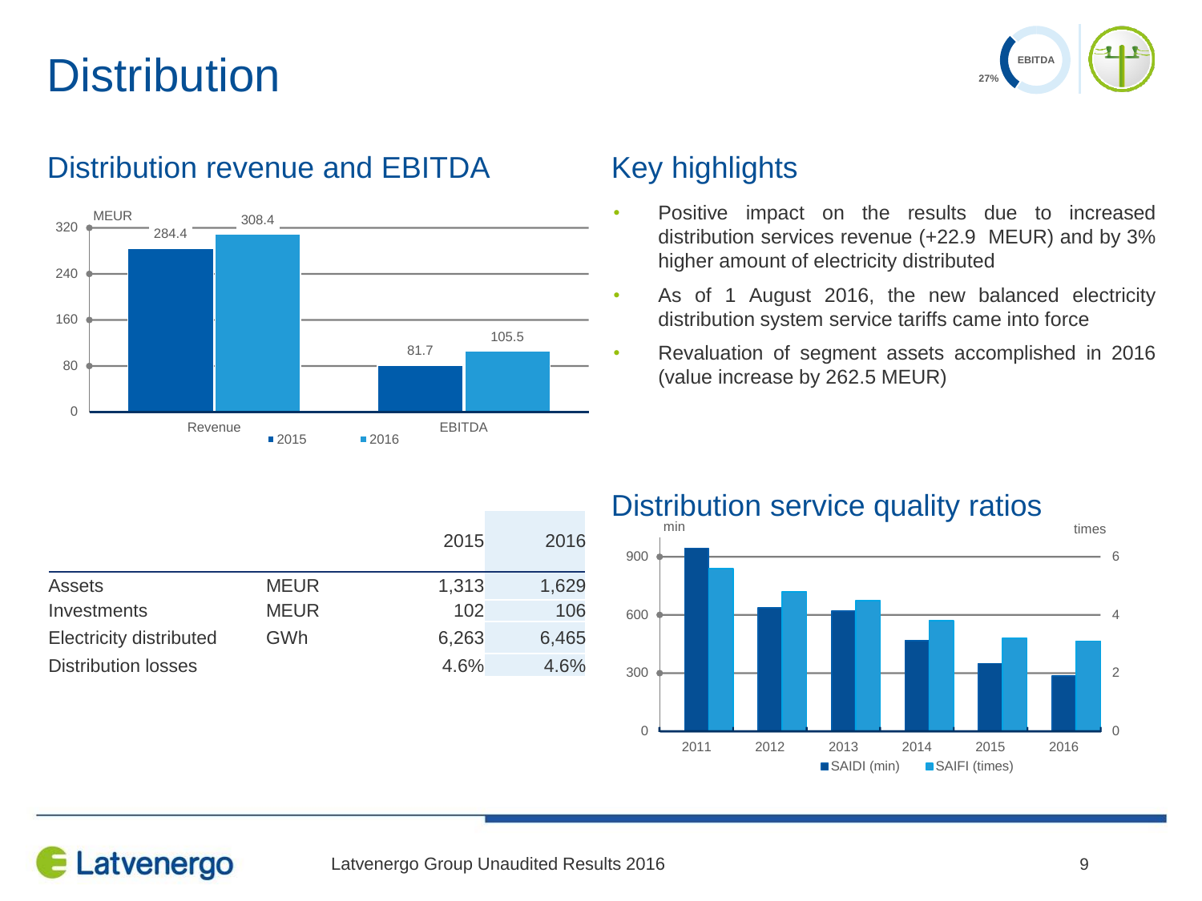# Distribution

EBITDA 27%

## Distribution revenue and EBITDA

MEUR

| | 2015 | 2016 |
|---|---|---|
| Revenue | 284.4 | 308.4 |
| EBITDA | 81.7 | 105.5 |

## Key highlights

- Positive impact on the results due to increased distribution services revenue (+22.9 MEUR) and by 3% higher amount of electricity distributed
- As of 1 August 2016, the new balanced electricity distribution system service tariffs came into force
- Revaluation of segment assets accomplished in 2016 (value increase by 262.5 MEUR)

| | | 2015 | 2016 |
|---|---|---|---|
| Assets | MEUR | 1,313 | 1,629 |
| Investments | MEUR | 102 | 106 |
| Electricity distributed | GWh | 6,263 | 6,465 |
| Distribution losses | | 4.6% | 4.6% |

## Distribution service quality ratios

Chart: SAIDI (min) and SAIFI (times), 2011–2016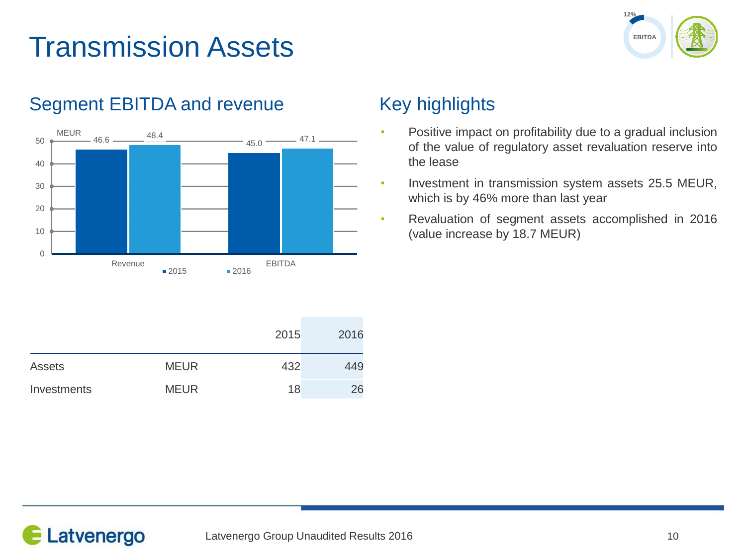# Transmission Assets

12% EBITDA

## Segment EBITDA and revenue

MEUR

| | 2015 | 2016 |
|---|---|---|
| Revenue | 46.6 | 48.4 |
| EBITDA | 45.0 | 47.1 |

## Key highlights

- Positive impact on profitability due to a gradual inclusion of the value of regulatory asset revaluation reserve into the lease
- Investment in transmission system assets 25.5 MEUR, which is by 46% more than last year
- Revaluation of segment assets accomplished in 2016 (value increase by 18.7 MEUR)

| | | 2015 | 2016 |
|---|---|---|---|
| Assets | MEUR | 432 | 449 |
| Investments | MEUR | 18 | 26 |

Latvenergo Group Unaudited Results 2016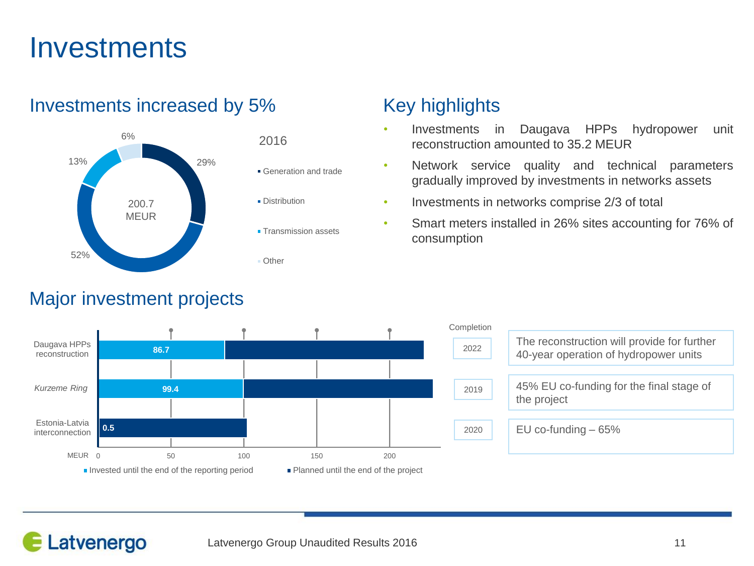# Investments

## Investments increased by 5%

2016

| Segment | Share |
| --- | --- |
| Generation and trade | 29% |
| Distribution | 52% |
| Transmission assets | 13% |
| Other | 6% |

200.7 MEUR

## Key highlights

- Investments in Daugava HPPs hydropower unit reconstruction amounted to 35.2 MEUR
- Network service quality and technical parameters gradually improved by investments in networks assets
- Investments in networks comprise 2/3 of total
- Smart meters installed in 26% sites accounting for 76% of consumption

## Major investment projects

| Project | Invested until the end of the reporting period (MEUR) | Completion | |
| --- | --- | --- | --- |
| Daugava HPPs reconstruction | 86.7 | 2022 | The reconstruction will provide for further 40-year operation of hydropower units |
| *Kurzeme Ring* | 99.4 | 2019 | 45% EU co-funding for the final stage of the project |
| Estonia-Latvia interconnection | 0.5 | 2020 | EU co-funding – 65% |

MEUR 0 50 100 150 200

■ Invested until the end of the reporting period ■ Planned until the end of the project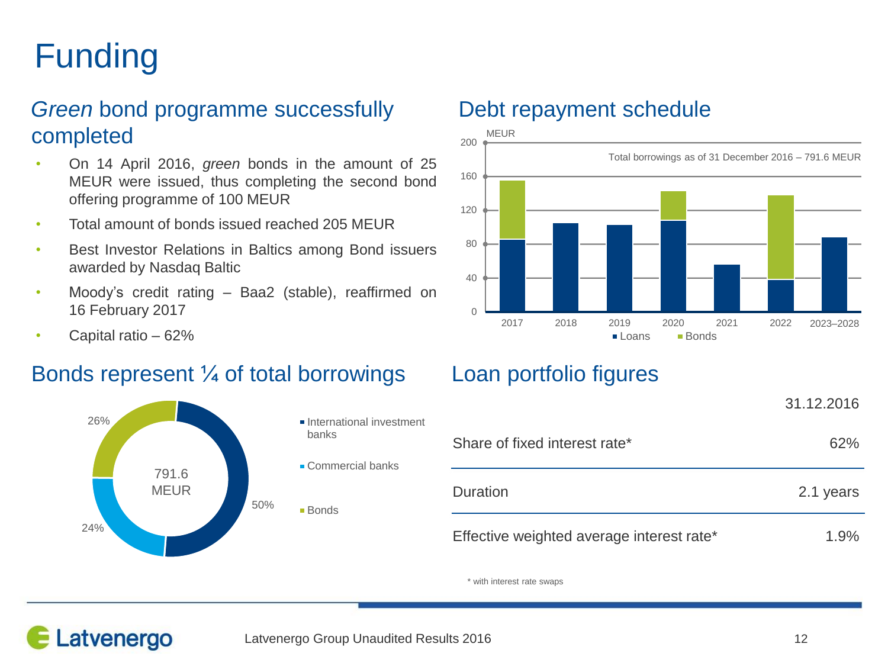# Funding

## *Green* bond programme successfully completed

- On 14 April 2016, *green* bonds in the amount of 25 MEUR were issued, thus completing the second bond offering programme of 100 MEUR
- Total amount of bonds issued reached 205 MEUR
- Best Investor Relations in Baltics among Bond issuers awarded by Nasdaq Baltic
- Moody's credit rating – Baa2 (stable), reaffirmed on 16 February 2017
- Capital ratio – 62%

## Debt repayment schedule

MEUR

Total borrowings as of 31 December 2016 – 791.6 MEUR

Loans · Bonds

2017 · 2018 · 2019 · 2020 · 2021 · 2022 · 2023–2028

## Bonds represent ¼ of total borrowings

791.6 MEUR

- International investment banks – 50%
- Commercial banks – 24%
- Bonds – 26%

## Loan portfolio figures

| | 31.12.2016 |
|---|---|
| Share of fixed interest rate* | 62% |
| Duration | 2.1 years |
| Effective weighted average interest rate* | 1.9% |

\* with interest rate swaps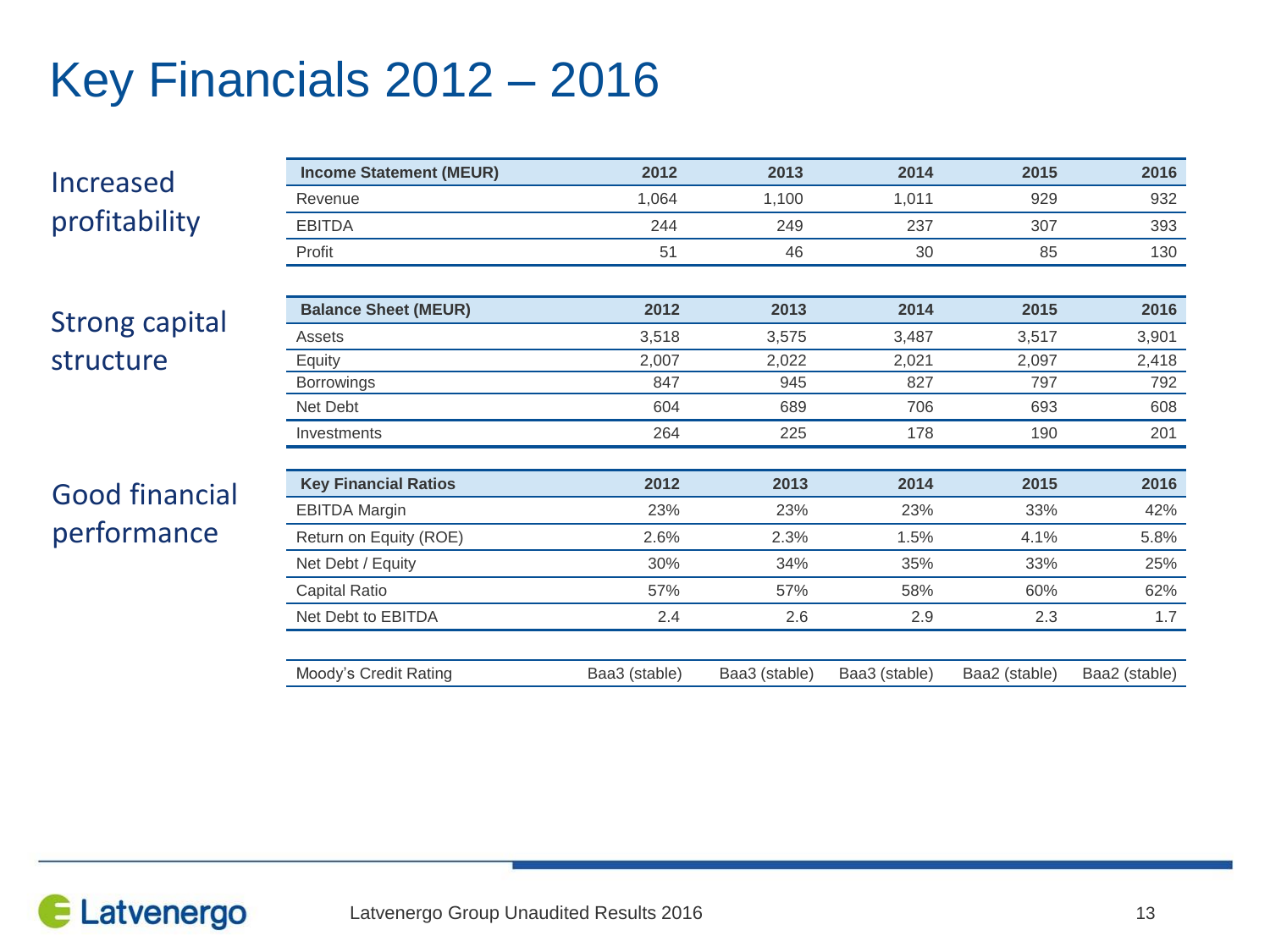# Key Financials 2012 – 2016

## Increased profitability

| Income Statement (MEUR) | 2012 | 2013 | 2014 | 2015 | 2016 |
|---|---|---|---|---|---|
| Revenue | 1,064 | 1,100 | 1,011 | 929 | 932 |
| EBITDA | 244 | 249 | 237 | 307 | 393 |
| Profit | 51 | 46 | 30 | 85 | 130 |

## Strong capital structure

| Balance Sheet (MEUR) | 2012 | 2013 | 2014 | 2015 | 2016 |
|---|---|---|---|---|---|
| Assets | 3,518 | 3,575 | 3,487 | 3,517 | 3,901 |
| Equity | 2,007 | 2,022 | 2,021 | 2,097 | 2,418 |
| Borrowings | 847 | 945 | 827 | 797 | 792 |
| Net Debt | 604 | 689 | 706 | 693 | 608 |
| Investments | 264 | 225 | 178 | 190 | 201 |

## Good financial performance

| Key Financial Ratios | 2012 | 2013 | 2014 | 2015 | 2016 |
|---|---|---|---|---|---|
| EBITDA Margin | 23% | 23% | 23% | 33% | 42% |
| Return on Equity (ROE) | 2.6% | 2.3% | 1.5% | 4.1% | 5.8% |
| Net Debt / Equity | 30% | 34% | 35% | 33% | 25% |
| Capital Ratio | 57% | 57% | 58% | 60% | 62% |
| Net Debt to EBITDA | 2.4 | 2.6 | 2.9 | 2.3 | 1.7 |

| | 2012 | 2013 | 2014 | 2015 | 2016 |
|---|---|---|---|---|---|
| Moody's Credit Rating | Baa3 (stable) | Baa3 (stable) | Baa3 (stable) | Baa2 (stable) | Baa2 (stable) |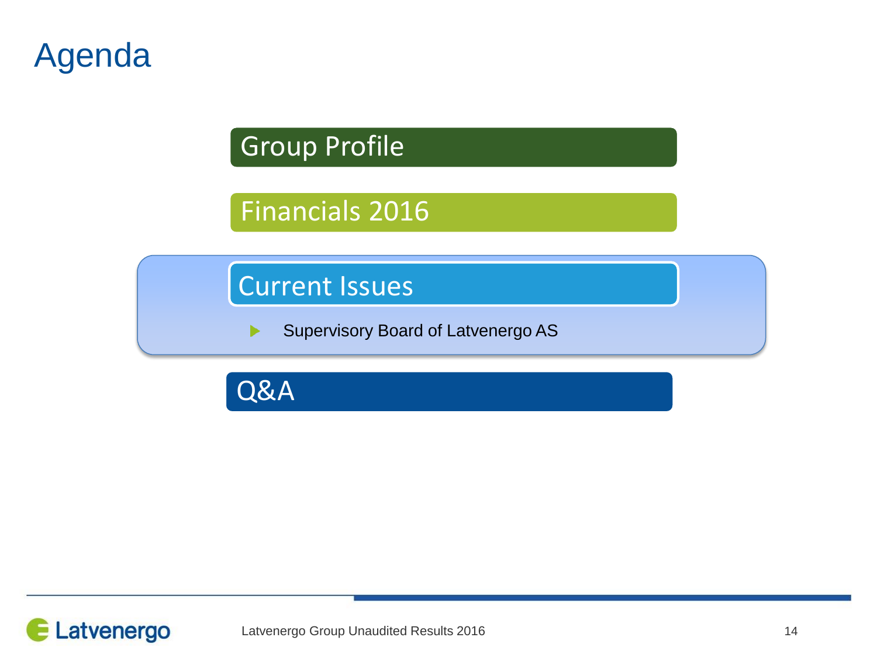# Agenda

- Group Profile
- Financials 2016
- Current Issues
  - Supervisory Board of Latvenergo AS
- Q&A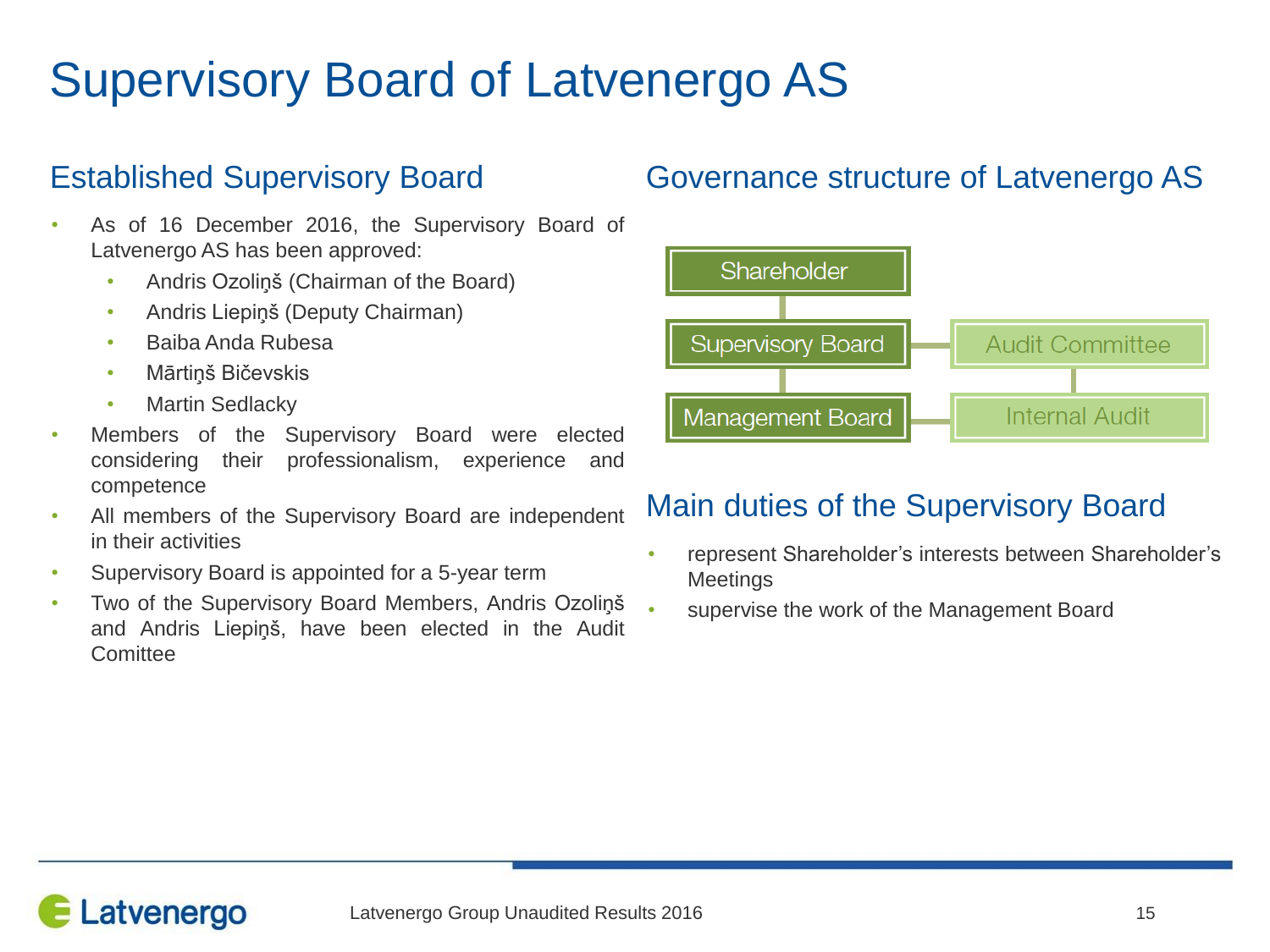# Supervisory Board of Latvenergo AS

## Established Supervisory Board

- As of 16 December 2016, the Supervisory Board of Latvenergo AS has been approved:
  - Andris Ozoliņš (Chairman of the Board)
  - Andris Liepiņš (Deputy Chairman)
  - Baiba Anda Rubesa
  - Mārtiņš Bičevskis
  - Martin Sedlacky
- Members of the Supervisory Board were elected considering their professionalism, experience and competence
- All members of the Supervisory Board are independent in their activities
- Supervisory Board is appointed for a 5-year term
- Two of the Supervisory Board Members, Andris Ozoliņš and Andris Liepiņš, have been elected in the Audit Comittee

## Governance structure of Latvenergo AS

Shareholder

Supervisory Board — Audit Committee

Management Board — Internal Audit

## Main duties of the Supervisory Board

- represent Shareholder's interests between Shareholder's Meetings
- supervise the work of the Management Board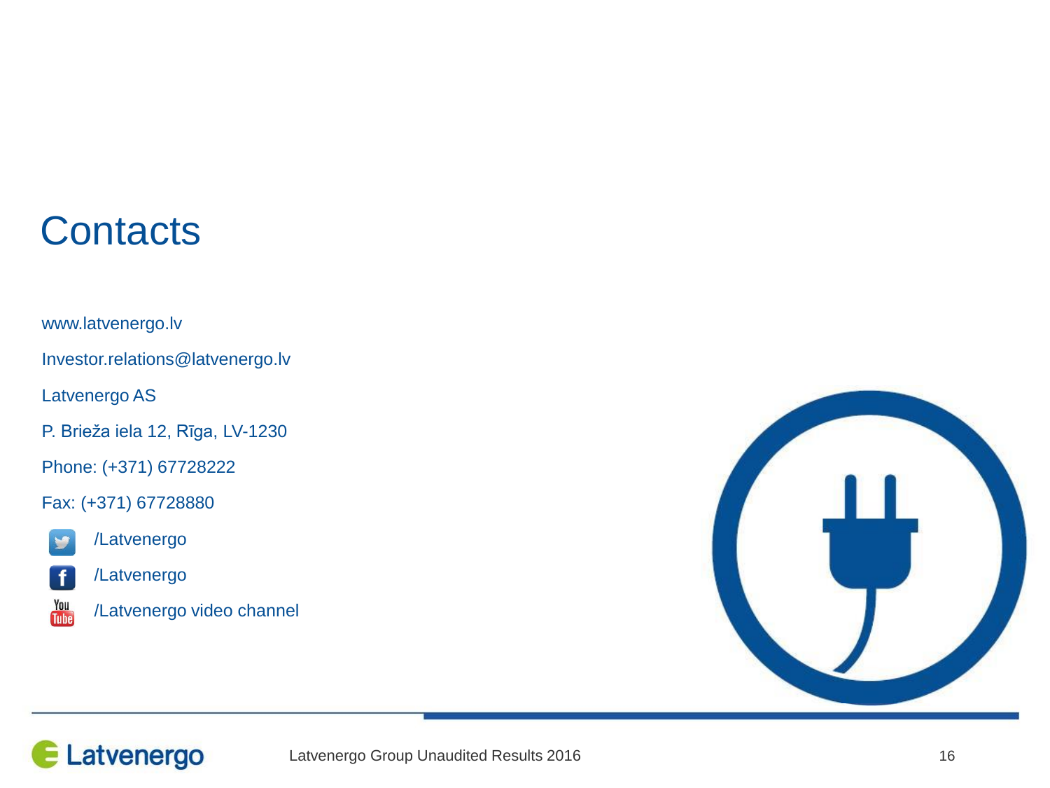# Contacts

www.latvenergo.lv

Investor.relations@latvenergo.lv

Latvenergo AS

P. Brieža iela 12, Rīga, LV-1230

Phone: (+371) 67728222

Fax: (+371) 67728880

/Latvenergo

/Latvenergo

/Latvenergo video channel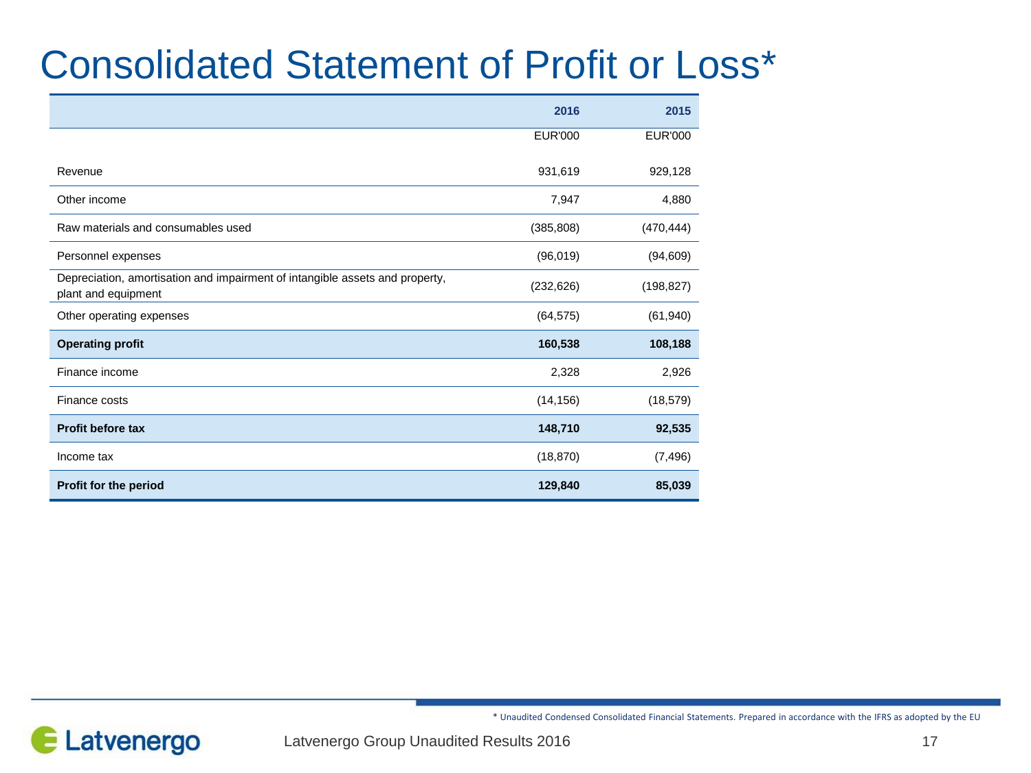# Consolidated Statement of Profit or Loss*

| | 2016 | 2015 |
|---|---|---|
| | EUR'000 | EUR'000 |
| Revenue | 931,619 | 929,128 |
| Other income | 7,947 | 4,880 |
| Raw materials and consumables used | (385,808) | (470,444) |
| Personnel expenses | (96,019) | (94,609) |
| Depreciation, amortisation and impairment of intangible assets and property, plant and equipment | (232,626) | (198,827) |
| Other operating expenses | (64,575) | (61,940) |
| **Operating profit** | **160,538** | **108,188** |
| Finance income | 2,328 | 2,926 |
| Finance costs | (14,156) | (18,579) |
| **Profit before tax** | **148,710** | **92,535** |
| Income tax | (18,870) | (7,496) |
| **Profit for the period** | **129,840** | **85,039** |

* Unaudited Condensed Consolidated Financial Statements. Prepared in accordance with the IFRS as adopted by the EU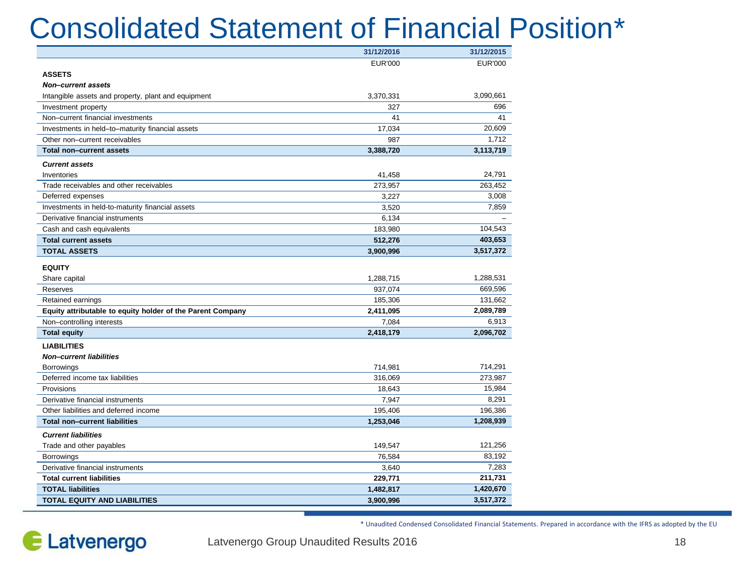# Consolidated Statement of Financial Position*

| | 31/12/2016 | 31/12/2015 |
|---|---|---|
| | EUR'000 | EUR'000 |
| **ASSETS** | | |
| ***Non–current assets*** | | |
| Intangible assets and property, plant and equipment | 3,370,331 | 3,090,661 |
| Investment property | 327 | 696 |
| Non–current financial investments | 41 | 41 |
| Investments in held–to–maturity financial assets | 17,034 | 20,609 |
| Other non–current receivables | 987 | 1,712 |
| **Total non–current assets** | **3,388,720** | **3,113,719** |
| ***Current assets*** | | |
| Inventories | 41,458 | 24,791 |
| Trade receivables and other receivables | 273,957 | 263,452 |
| Deferred expenses | 3,227 | 3,008 |
| Investments in held-to-maturity financial assets | 3,520 | 7,859 |
| Derivative financial instruments | 6,134 | – |
| Cash and cash equivalents | 183,980 | 104,543 |
| **Total current assets** | **512,276** | **403,653** |
| **TOTAL ASSETS** | **3,900,996** | **3,517,372** |
| **EQUITY** | | |
| Share capital | 1,288,715 | 1,288,531 |
| Reserves | 937,074 | 669,596 |
| Retained earnings | 185,306 | 131,662 |
| **Equity attributable to equity holder of the Parent Company** | **2,411,095** | **2,089,789** |
| Non–controlling interests | 7,084 | 6,913 |
| **Total equity** | **2,418,179** | **2,096,702** |
| **LIABILITIES** | | |
| ***Non–current liabilities*** | | |
| Borrowings | 714,981 | 714,291 |
| Deferred income tax liabilities | 316,069 | 273,987 |
| Provisions | 18,643 | 15,984 |
| Derivative financial instruments | 7,947 | 8,291 |
| Other liabilities and deferred income | 195,406 | 196,386 |
| **Total non–current liabilities** | **1,253,046** | **1,208,939** |
| ***Current liabilities*** | | |
| Trade and other payables | 149,547 | 121,256 |
| Borrowings | 76,584 | 83,192 |
| Derivative financial instruments | 3,640 | 7,283 |
| **Total current liabilities** | **229,771** | **211,731** |
| **TOTAL liabilities** | **1,482,817** | **1,420,670** |
| **TOTAL EQUITY AND LIABILITIES** | **3,900,996** | **3,517,372** |

* Unaudited Condensed Consolidated Financial Statements. Prepared in accordance with the IFRS as adopted by the EU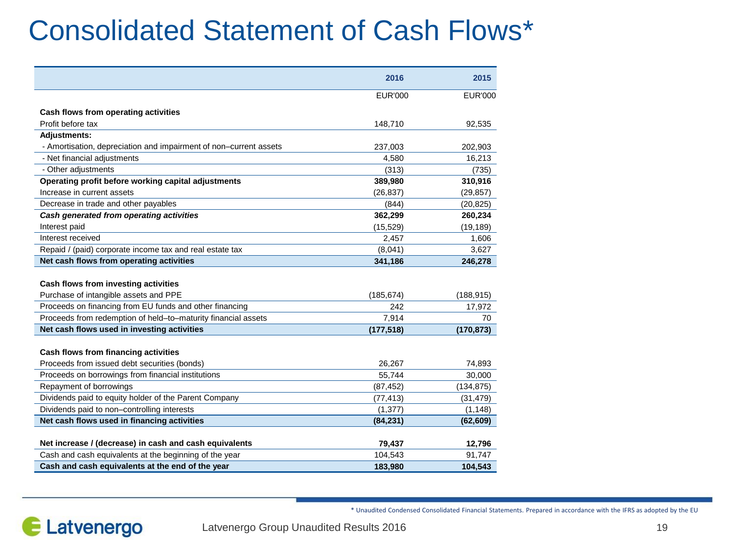# Consolidated Statement of Cash Flows*

| | 2016 | 2015 |
|---|---|---|
| | EUR'000 | EUR'000 |
| **Cash flows from operating activities** | | |
| Profit before tax | 148,710 | 92,535 |
| **Adjustments:** | | |
| - Amortisation, depreciation and impairment of non–current assets | 237,003 | 202,903 |
| - Net financial adjustments | 4,580 | 16,213 |
| - Other adjustments | (313) | (735) |
| **Operating profit before working capital adjustments** | **389,980** | **310,916** |
| Increase in current assets | (26,837) | (29,857) |
| Decrease in trade and other payables | (844) | (20,825) |
| ***Cash generated from operating activities*** | **362,299** | **260,234** |
| Interest paid | (15,529) | (19,189) |
| Interest received | 2,457 | 1,606 |
| Repaid / (paid) corporate income tax and real estate tax | (8,041) | 3,627 |
| **Net cash flows from operating activities** | **341,186** | **246,278** |
| | | |
| **Cash flows from investing activities** | | |
| Purchase of intangible assets and PPE | (185,674) | (188,915) |
| Proceeds on financing from EU funds and other financing | 242 | 17,972 |
| Proceeds from redemption of held–to–maturity financial assets | 7,914 | 70 |
| **Net cash flows used in investing activities** | **(177,518)** | **(170,873)** |
| | | |
| **Cash flows from financing activities** | | |
| Proceeds from issued debt securities (bonds) | 26,267 | 74,893 |
| Proceeds on borrowings from financial institutions | 55,744 | 30,000 |
| Repayment of borrowings | (87,452) | (134,875) |
| Dividends paid to equity holder of the Parent Company | (77,413) | (31,479) |
| Dividends paid to non–controlling interests | (1,377) | (1,148) |
| **Net cash flows used in financing activities** | **(84,231)** | **(62,609)** |
| | | |
| **Net increase / (decrease) in cash and cash equivalents** | **79,437** | **12,796** |
| Cash and cash equivalents at the beginning of the year | 104,543 | 91,747 |
| **Cash and cash equivalents at the end of the year** | **183,980** | **104,543** |

\* Unaudited Condensed Consolidated Financial Statements. Prepared in accordance with the IFRS as adopted by the EU